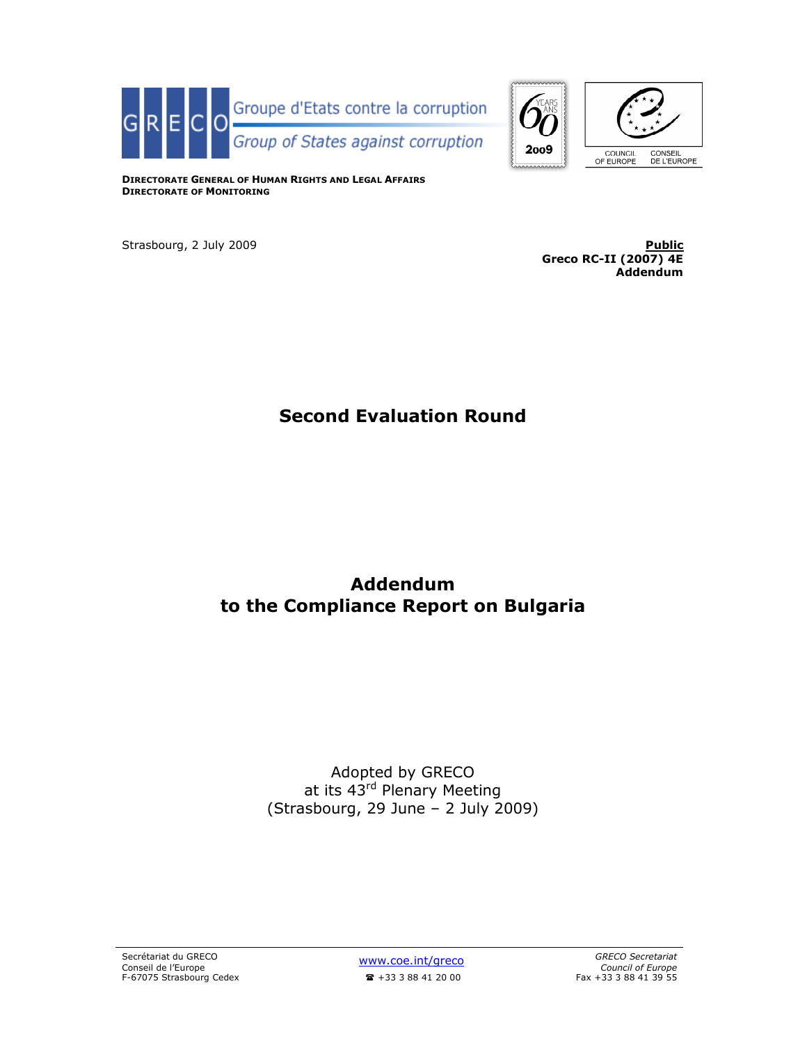GRECO Groupe d'Etats contre la corruption
Group of States against corruption

COUNCIL OF EUROPE CONSEIL DE L'EUROPE

**DIRECTORATE GENERAL OF HUMAN RIGHTS AND LEGAL AFFAIRS**
**DIRECTORATE OF MONITORING**

Strasbourg, 2 July 2009

**Public**
**Greco RC-II (2007) 4E**
**Addendum**

# Second Evaluation Round

# Addendum to the Compliance Report on Bulgaria

Adopted by GRECO
at its 43rd Plenary Meeting
(Strasbourg, 29 June – 2 July 2009)

Secrétariat du GRECO
Conseil de l'Europe
F-67075 Strasbourg Cedex

www.coe.int/greco
☎ +33 3 88 41 20 00

*GRECO Secretariat*
*Council of Europe*
Fax +33 3 88 41 39 55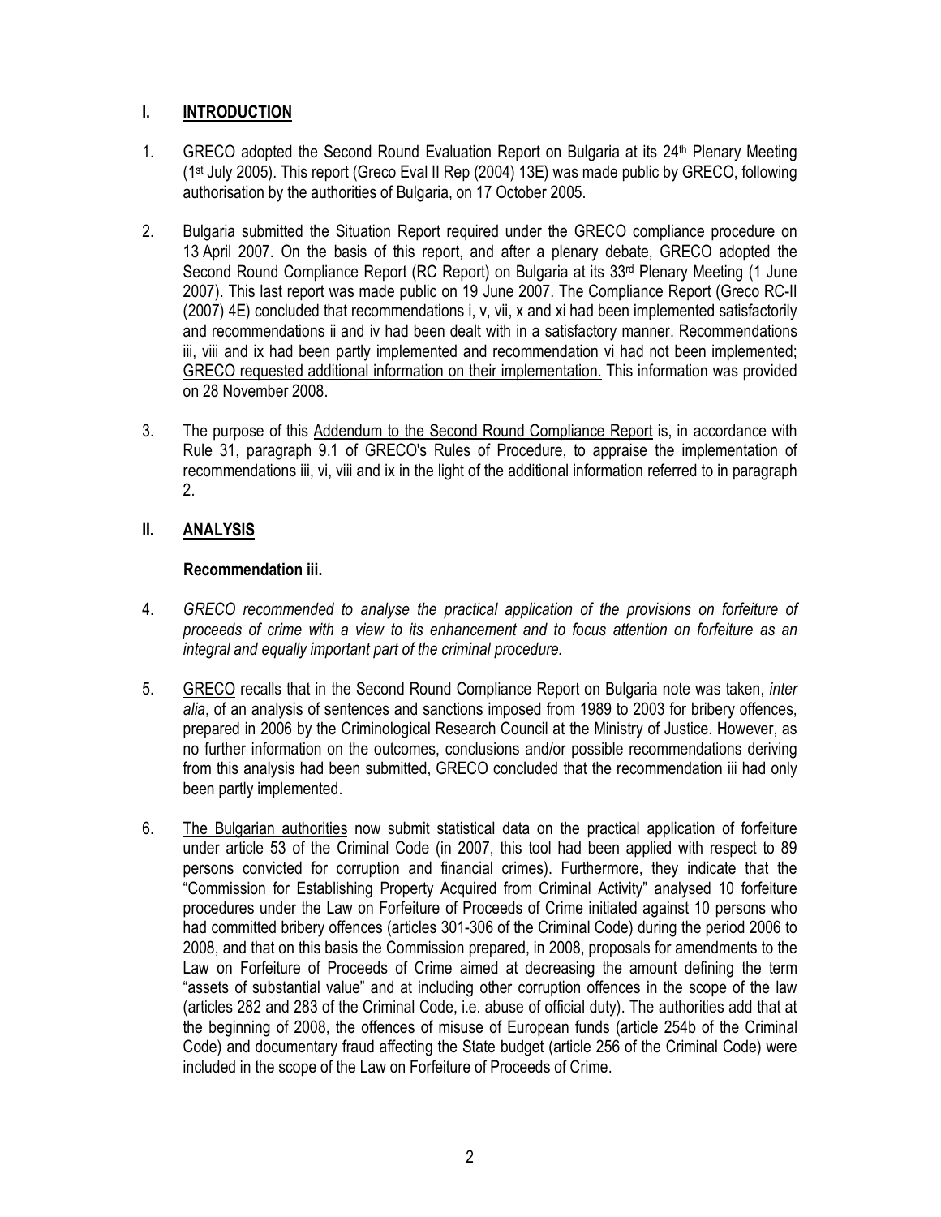## I. INTRODUCTION

1. GRECO adopted the Second Round Evaluation Report on Bulgaria at its 24th Plenary Meeting (1st July 2005). This report (Greco Eval II Rep (2004) 13E) was made public by GRECO, following authorisation by the authorities of Bulgaria, on 17 October 2005.

2. Bulgaria submitted the Situation Report required under the GRECO compliance procedure on 13 April 2007. On the basis of this report, and after a plenary debate, GRECO adopted the Second Round Compliance Report (RC Report) on Bulgaria at its 33rd Plenary Meeting (1 June 2007). This last report was made public on 19 June 2007. The Compliance Report (Greco RC-II (2007) 4E) concluded that recommendations i, v, vii, x and xi had been implemented satisfactorily and recommendations ii and iv had been dealt with in a satisfactory manner. Recommendations iii, viii and ix had been partly implemented and recommendation vi had not been implemented; GRECO requested additional information on their implementation. This information was provided on 28 November 2008.

3. The purpose of this Addendum to the Second Round Compliance Report is, in accordance with Rule 31, paragraph 9.1 of GRECO's Rules of Procedure, to appraise the implementation of recommendations iii, vi, viii and ix in the light of the additional information referred to in paragraph 2.

## II. ANALYSIS

### Recommendation iii.

4. *GRECO recommended to analyse the practical application of the provisions on forfeiture of proceeds of crime with a view to its enhancement and to focus attention on forfeiture as an integral and equally important part of the criminal procedure.*

5. GRECO recalls that in the Second Round Compliance Report on Bulgaria note was taken, *inter alia*, of an analysis of sentences and sanctions imposed from 1989 to 2003 for bribery offences, prepared in 2006 by the Criminological Research Council at the Ministry of Justice. However, as no further information on the outcomes, conclusions and/or possible recommendations deriving from this analysis had been submitted, GRECO concluded that the recommendation iii had only been partly implemented.

6. The Bulgarian authorities now submit statistical data on the practical application of forfeiture under article 53 of the Criminal Code (in 2007, this tool had been applied with respect to 89 persons convicted for corruption and financial crimes). Furthermore, they indicate that the "Commission for Establishing Property Acquired from Criminal Activity" analysed 10 forfeiture procedures under the Law on Forfeiture of Proceeds of Crime initiated against 10 persons who had committed bribery offences (articles 301-306 of the Criminal Code) during the period 2006 to 2008, and that on this basis the Commission prepared, in 2008, proposals for amendments to the Law on Forfeiture of Proceeds of Crime aimed at decreasing the amount defining the term "assets of substantial value" and at including other corruption offences in the scope of the law (articles 282 and 283 of the Criminal Code, i.e. abuse of official duty). The authorities add that at the beginning of 2008, the offences of misuse of European funds (article 254b of the Criminal Code) and documentary fraud affecting the State budget (article 256 of the Criminal Code) were included in the scope of the Law on Forfeiture of Proceeds of Crime.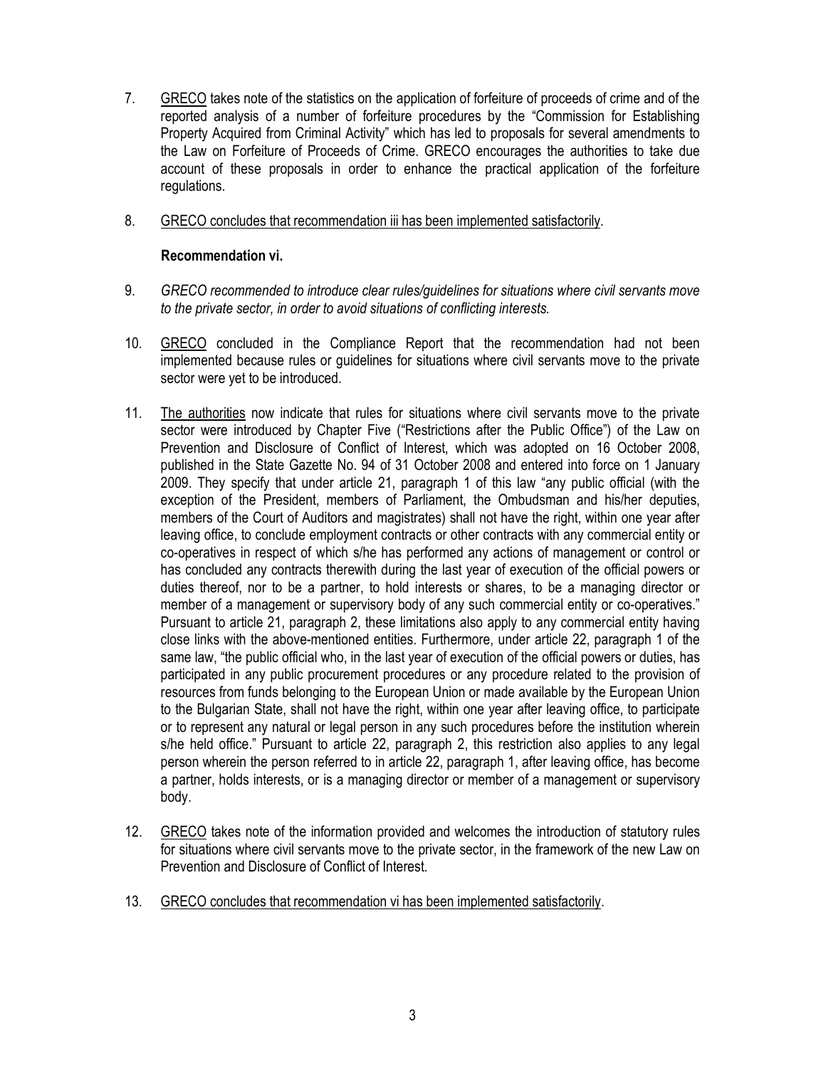7. GRECO takes note of the statistics on the application of forfeiture of proceeds of crime and of the reported analysis of a number of forfeiture procedures by the "Commission for Establishing Property Acquired from Criminal Activity" which has led to proposals for several amendments to the Law on Forfeiture of Proceeds of Crime. GRECO encourages the authorities to take due account of these proposals in order to enhance the practical application of the forfeiture regulations.

8. GRECO concludes that recommendation iii has been implemented satisfactorily.

**Recommendation vi.**

9. *GRECO recommended to introduce clear rules/guidelines for situations where civil servants move to the private sector, in order to avoid situations of conflicting interests.*

10. GRECO concluded in the Compliance Report that the recommendation had not been implemented because rules or guidelines for situations where civil servants move to the private sector were yet to be introduced.

11. The authorities now indicate that rules for situations where civil servants move to the private sector were introduced by Chapter Five ("Restrictions after the Public Office") of the Law on Prevention and Disclosure of Conflict of Interest, which was adopted on 16 October 2008, published in the State Gazette No. 94 of 31 October 2008 and entered into force on 1 January 2009. They specify that under article 21, paragraph 1 of this law "any public official (with the exception of the President, members of Parliament, the Ombudsman and his/her deputies, members of the Court of Auditors and magistrates) shall not have the right, within one year after leaving office, to conclude employment contracts or other contracts with any commercial entity or co-operatives in respect of which s/he has performed any actions of management or control or has concluded any contracts therewith during the last year of execution of the official powers or duties thereof, nor to be a partner, to hold interests or shares, to be a managing director or member of a management or supervisory body of any such commercial entity or co-operatives." Pursuant to article 21, paragraph 2, these limitations also apply to any commercial entity having close links with the above-mentioned entities. Furthermore, under article 22, paragraph 1 of the same law, "the public official who, in the last year of execution of the official powers or duties, has participated in any public procurement procedures or any procedure related to the provision of resources from funds belonging to the European Union or made available by the European Union to the Bulgarian State, shall not have the right, within one year after leaving office, to participate or to represent any natural or legal person in any such procedures before the institution wherein s/he held office." Pursuant to article 22, paragraph 2, this restriction also applies to any legal person wherein the person referred to in article 22, paragraph 1, after leaving office, has become a partner, holds interests, or is a managing director or member of a management or supervisory body.

12. GRECO takes note of the information provided and welcomes the introduction of statutory rules for situations where civil servants move to the private sector, in the framework of the new Law on Prevention and Disclosure of Conflict of Interest.

13. GRECO concludes that recommendation vi has been implemented satisfactorily.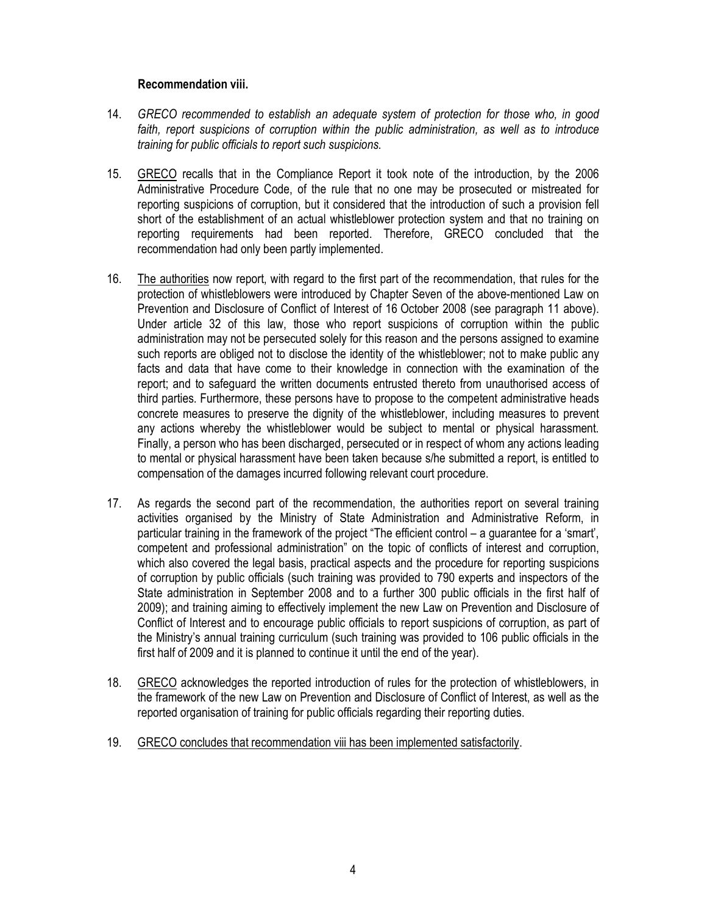**Recommendation viii.**

14. *GRECO recommended to establish an adequate system of protection for those who, in good faith, report suspicions of corruption within the public administration, as well as to introduce training for public officials to report such suspicions.*

15. GRECO recalls that in the Compliance Report it took note of the introduction, by the 2006 Administrative Procedure Code, of the rule that no one may be prosecuted or mistreated for reporting suspicions of corruption, but it considered that the introduction of such a provision fell short of the establishment of an actual whistleblower protection system and that no training on reporting requirements had been reported. Therefore, GRECO concluded that the recommendation had only been partly implemented.

16. The authorities now report, with regard to the first part of the recommendation, that rules for the protection of whistleblowers were introduced by Chapter Seven of the above-mentioned Law on Prevention and Disclosure of Conflict of Interest of 16 October 2008 (see paragraph 11 above). Under article 32 of this law, those who report suspicions of corruption within the public administration may not be persecuted solely for this reason and the persons assigned to examine such reports are obliged not to disclose the identity of the whistleblower; not to make public any facts and data that have come to their knowledge in connection with the examination of the report; and to safeguard the written documents entrusted thereto from unauthorised access of third parties. Furthermore, these persons have to propose to the competent administrative heads concrete measures to preserve the dignity of the whistleblower, including measures to prevent any actions whereby the whistleblower would be subject to mental or physical harassment. Finally, a person who has been discharged, persecuted or in respect of whom any actions leading to mental or physical harassment have been taken because s/he submitted a report, is entitled to compensation of the damages incurred following relevant court procedure.

17. As regards the second part of the recommendation, the authorities report on several training activities organised by the Ministry of State Administration and Administrative Reform, in particular training in the framework of the project "The efficient control – a guarantee for a 'smart', competent and professional administration" on the topic of conflicts of interest and corruption, which also covered the legal basis, practical aspects and the procedure for reporting suspicions of corruption by public officials (such training was provided to 790 experts and inspectors of the State administration in September 2008 and to a further 300 public officials in the first half of 2009); and training aiming to effectively implement the new Law on Prevention and Disclosure of Conflict of Interest and to encourage public officials to report suspicions of corruption, as part of the Ministry's annual training curriculum (such training was provided to 106 public officials in the first half of 2009 and it is planned to continue it until the end of the year).

18. GRECO acknowledges the reported introduction of rules for the protection of whistleblowers, in the framework of the new Law on Prevention and Disclosure of Conflict of Interest, as well as the reported organisation of training for public officials regarding their reporting duties.

19. GRECO concludes that recommendation viii has been implemented satisfactorily.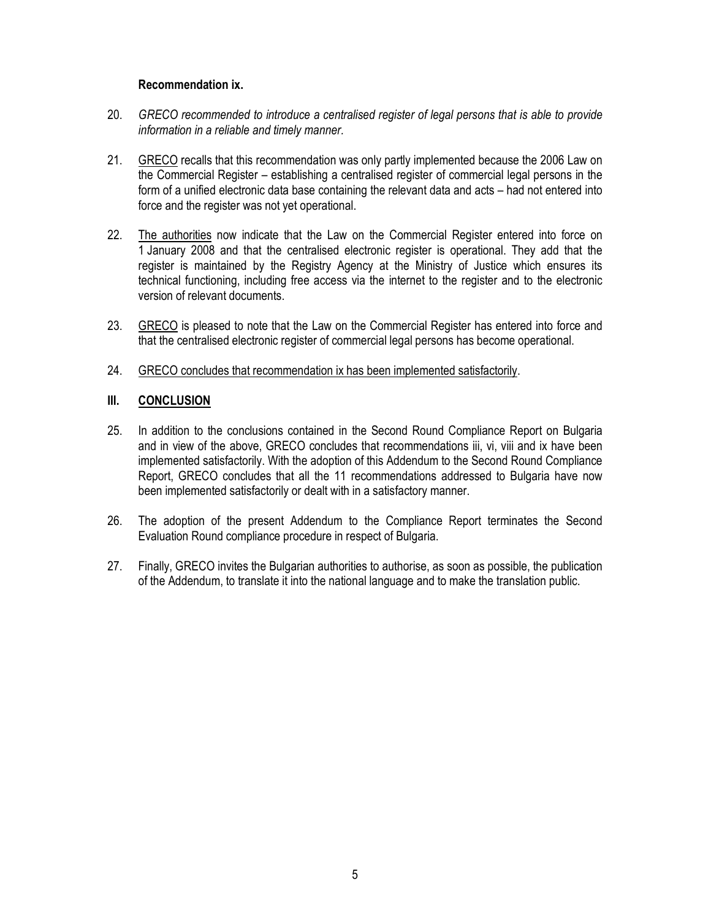**Recommendation ix.**

20. *GRECO recommended to introduce a centralised register of legal persons that is able to provide information in a reliable and timely manner.*

21. GRECO recalls that this recommendation was only partly implemented because the 2006 Law on the Commercial Register – establishing a centralised register of commercial legal persons in the form of a unified electronic data base containing the relevant data and acts – had not entered into force and the register was not yet operational.

22. The authorities now indicate that the Law on the Commercial Register entered into force on 1 January 2008 and that the centralised electronic register is operational. They add that the register is maintained by the Registry Agency at the Ministry of Justice which ensures its technical functioning, including free access via the internet to the register and to the electronic version of relevant documents.

23. GRECO is pleased to note that the Law on the Commercial Register has entered into force and that the centralised electronic register of commercial legal persons has become operational.

24. GRECO concludes that recommendation ix has been implemented satisfactorily.

## III. CONCLUSION

25. In addition to the conclusions contained in the Second Round Compliance Report on Bulgaria and in view of the above, GRECO concludes that recommendations iii, vi, viii and ix have been implemented satisfactorily. With the adoption of this Addendum to the Second Round Compliance Report, GRECO concludes that all the 11 recommendations addressed to Bulgaria have now been implemented satisfactorily or dealt with in a satisfactory manner.

26. The adoption of the present Addendum to the Compliance Report terminates the Second Evaluation Round compliance procedure in respect of Bulgaria.

27. Finally, GRECO invites the Bulgarian authorities to authorise, as soon as possible, the publication of the Addendum, to translate it into the national language and to make the translation public.